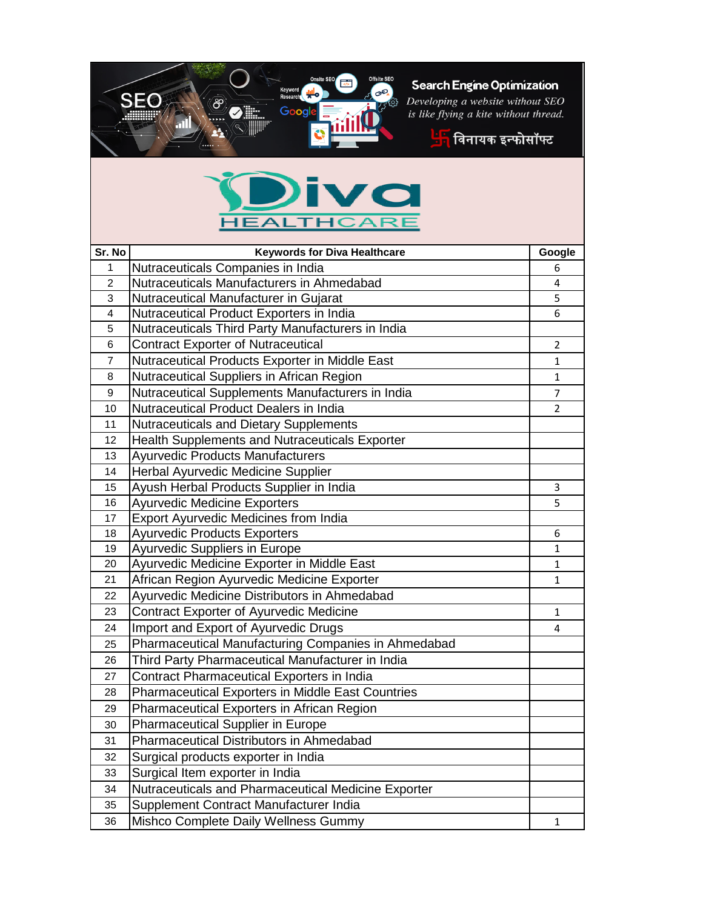Search Engine Optimization

*Developing a website without SEO is like flying a kite without thread.*

विनायक इन्फोसॉफ्ट

Diva HEALTHCARE

| Sr. No | Keywords for Diva Healthcare | Google |
|---|---|---|
| 1 | Nutraceuticals Companies in India | 6 |
| 2 | Nutraceuticals Manufacturers in Ahmedabad | 4 |
| 3 | Nutraceutical Manufacturer in Gujarat | 5 |
| 4 | Nutraceutical Product Exporters in India | 6 |
| 5 | Nutraceuticals Third Party Manufacturers in India | |
| 6 | Contract Exporter of Nutraceutical | 2 |
| 7 | Nutraceutical Products Exporter in Middle East | 1 |
| 8 | Nutraceutical Suppliers in African Region | 1 |
| 9 | Nutraceutical Supplements Manufacturers in India | 7 |
| 10 | Nutraceutical Product Dealers in India | 2 |
| 11 | Nutraceuticals and Dietary Supplements | |
| 12 | Health Supplements and Nutraceuticals Exporter | |
| 13 | Ayurvedic Products Manufacturers | |
| 14 | Herbal Ayurvedic Medicine Supplier | |
| 15 | Ayush Herbal Products Supplier in India | 3 |
| 16 | Ayurvedic Medicine Exporters | 5 |
| 17 | Export Ayurvedic Medicines from India | |
| 18 | Ayurvedic Products Exporters | 6 |
| 19 | Ayurvedic Suppliers in Europe | 1 |
| 20 | Ayurvedic Medicine Exporter in Middle East | 1 |
| 21 | African Region Ayurvedic Medicine Exporter | 1 |
| 22 | Ayurvedic Medicine Distributors in Ahmedabad | |
| 23 | Contract Exporter of Ayurvedic Medicine | 1 |
| 24 | Import and Export of Ayurvedic Drugs | 4 |
| 25 | Pharmaceutical Manufacturing Companies in Ahmedabad | |
| 26 | Third Party Pharmaceutical Manufacturer in India | |
| 27 | Contract Pharmaceutical Exporters in India | |
| 28 | Pharmaceutical Exporters in Middle East Countries | |
| 29 | Pharmaceutical Exporters in African Region | |
| 30 | Pharmaceutical Supplier in Europe | |
| 31 | Pharmaceutical Distributors in Ahmedabad | |
| 32 | Surgical products exporter in India | |
| 33 | Surgical Item exporter in India | |
| 34 | Nutraceuticals and Pharmaceutical Medicine Exporter | |
| 35 | Supplement Contract Manufacturer India | |
| 36 | Mishco Complete Daily Wellness Gummy | 1 |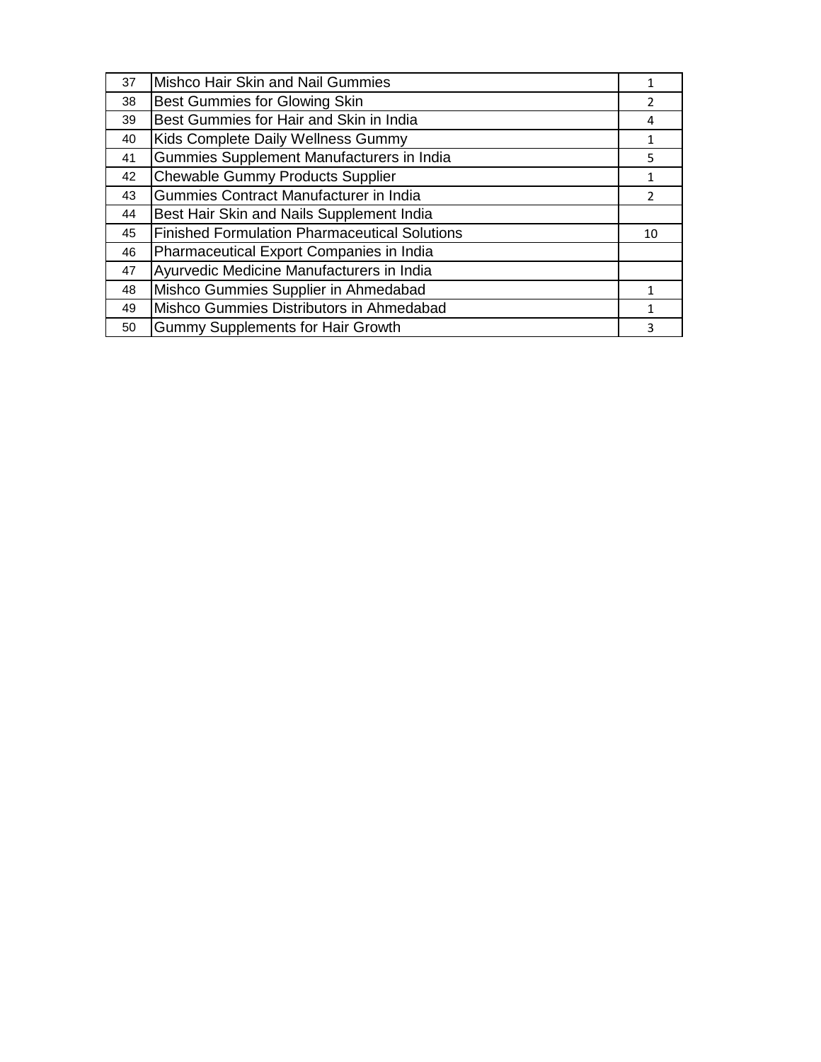| | | |
|---|---|---|
| 37 | Mishco Hair Skin and Nail Gummies | 1 |
| 38 | Best Gummies for Glowing Skin | 2 |
| 39 | Best Gummies for Hair and Skin in India | 4 |
| 40 | Kids Complete Daily Wellness Gummy | 1 |
| 41 | Gummies Supplement Manufacturers in India | 5 |
| 42 | Chewable Gummy Products Supplier | 1 |
| 43 | Gummies Contract Manufacturer in India | 2 |
| 44 | Best Hair Skin and Nails Supplement India | |
| 45 | Finished Formulation Pharmaceutical Solutions | 10 |
| 46 | Pharmaceutical Export Companies in India | |
| 47 | Ayurvedic Medicine Manufacturers in India | |
| 48 | Mishco Gummies Supplier in Ahmedabad | 1 |
| 49 | Mishco Gummies Distributors in Ahmedabad | 1 |
| 50 | Gummy Supplements for Hair Growth | 3 |